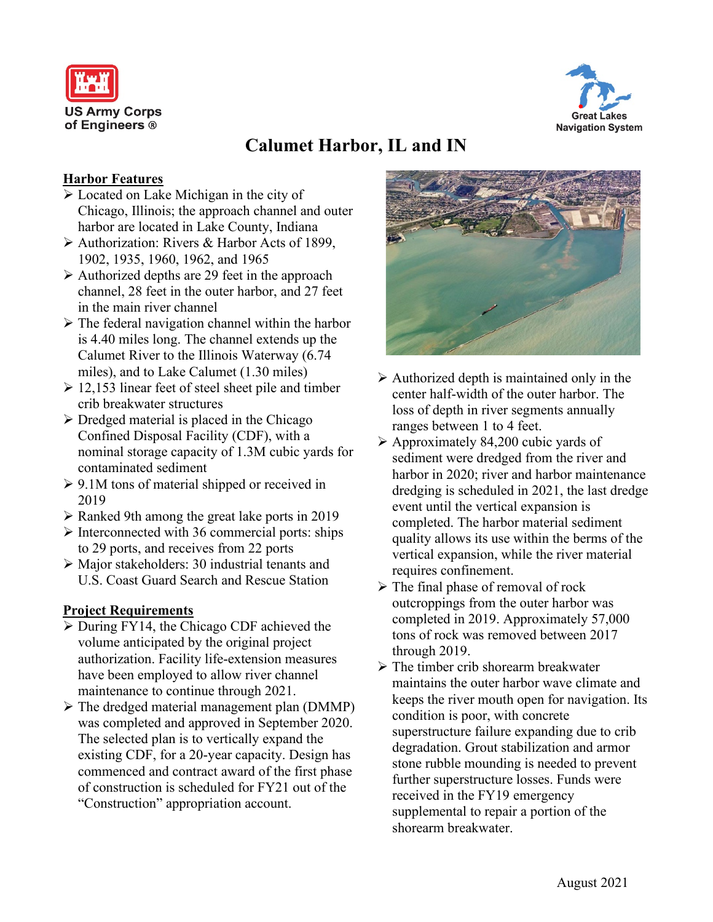US Army Corps of Engineers ®

Great Lakes Navigation System

# Calumet Harbor, IL and IN

## Harbor Features

- Located on Lake Michigan in the city of Chicago, Illinois; the approach channel and outer harbor are located in Lake County, Indiana
- Authorization: Rivers & Harbor Acts of 1899, 1902, 1935, 1960, 1962, and 1965
- Authorized depths are 29 feet in the approach channel, 28 feet in the outer harbor, and 27 feet in the main river channel
- The federal navigation channel within the harbor is 4.40 miles long. The channel extends up the Calumet River to the Illinois Waterway (6.74 miles), and to Lake Calumet (1.30 miles)
- 12,153 linear feet of steel sheet pile and timber crib breakwater structures
- Dredged material is placed in the Chicago Confined Disposal Facility (CDF), with a nominal storage capacity of 1.3M cubic yards for contaminated sediment
- 9.1M tons of material shipped or received in 2019
- Ranked 9th among the great lake ports in 2019
- Interconnected with 36 commercial ports: ships to 29 ports, and receives from 22 ports
- Major stakeholders: 30 industrial tenants and U.S. Coast Guard Search and Rescue Station

## Project Requirements

- During FY14, the Chicago CDF achieved the volume anticipated by the original project authorization. Facility life-extension measures have been employed to allow river channel maintenance to continue through 2021.
- The dredged material management plan (DMMP) was completed and approved in September 2020. The selected plan is to vertically expand the existing CDF, for a 20-year capacity. Design has commenced and contract award of the first phase of construction is scheduled for FY21 out of the "Construction" appropriation account.
- Authorized depth is maintained only in the center half-width of the outer harbor. The loss of depth in river segments annually ranges between 1 to 4 feet.
- Approximately 84,200 cubic yards of sediment were dredged from the river and harbor in 2020; river and harbor maintenance dredging is scheduled in 2021, the last dredge event until the vertical expansion is completed. The harbor material sediment quality allows its use within the berms of the vertical expansion, while the river material requires confinement.
- The final phase of removal of rock outcroppings from the outer harbor was completed in 2019. Approximately 57,000 tons of rock was removed between 2017 through 2019.
- The timber crib shorearm breakwater maintains the outer harbor wave climate and keeps the river mouth open for navigation. Its condition is poor, with concrete superstructure failure expanding due to crib degradation. Grout stabilization and armor stone rubble mounding is needed to prevent further superstructure losses. Funds were received in the FY19 emergency supplemental to repair a portion of the shorearm breakwater.

August 2021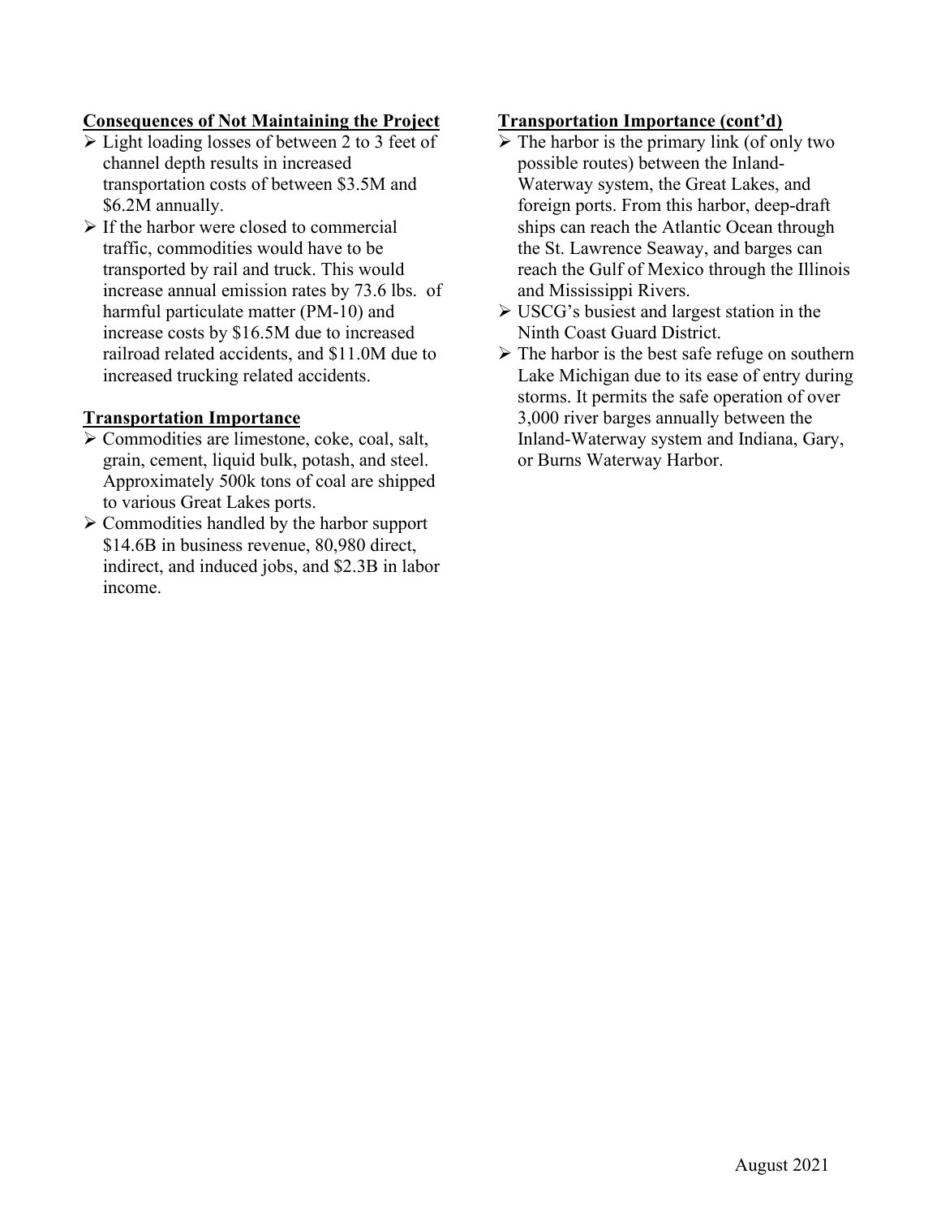## Consequences of Not Maintaining the Project

- Light loading losses of between 2 to 3 feet of channel depth results in increased transportation costs of between \$3.5M and \$6.2M annually.
- If the harbor were closed to commercial traffic, commodities would have to be transported by rail and truck. This would increase annual emission rates by 73.6 lbs. of harmful particulate matter (PM-10) and increase costs by \$16.5M due to increased railroad related accidents, and \$11.0M due to increased trucking related accidents.

## Transportation Importance

- Commodities are limestone, coke, coal, salt, grain, cement, liquid bulk, potash, and steel. Approximately 500k tons of coal are shipped to various Great Lakes ports.
- Commodities handled by the harbor support \$14.6B in business revenue, 80,980 direct, indirect, and induced jobs, and \$2.3B in labor income.

## Transportation Importance (cont'd)

- The harbor is the primary link (of only two possible routes) between the Inland-Waterway system, the Great Lakes, and foreign ports. From this harbor, deep-draft ships can reach the Atlantic Ocean through the St. Lawrence Seaway, and barges can reach the Gulf of Mexico through the Illinois and Mississippi Rivers.
- USCG's busiest and largest station in the Ninth Coast Guard District.
- The harbor is the best safe refuge on southern Lake Michigan due to its ease of entry during storms. It permits the safe operation of over 3,000 river barges annually between the Inland-Waterway system and Indiana, Gary, or Burns Waterway Harbor.

August 2021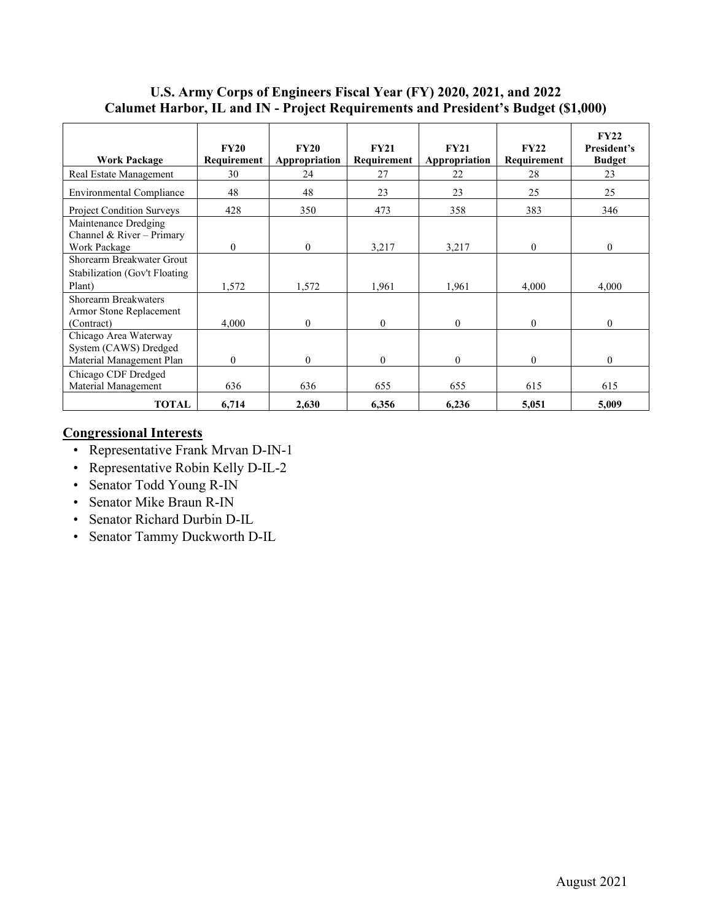## U.S. Army Corps of Engineers Fiscal Year (FY) 2020, 2021, and 2022 Calumet Harbor, IL and IN - Project Requirements and President's Budget ($1,000)

| Work Package | FY20 Requirement | FY20 Appropriation | FY21 Requirement | FY21 Appropriation | FY22 Requirement | FY22 President's Budget |
|---|---|---|---|---|---|---|
| Real Estate Management | 30 | 24 | 27 | 22 | 28 | 23 |
| Environmental Compliance | 48 | 48 | 23 | 23 | 25 | 25 |
| Project Condition Surveys | 428 | 350 | 473 | 358 | 383 | 346 |
| Maintenance Dredging Channel & River – Primary Work Package | 0 | 0 | 3,217 | 3,217 | 0 | 0 |
| Shorearm Breakwater Grout Stabilization (Gov't Floating Plant) | 1,572 | 1,572 | 1,961 | 1,961 | 4,000 | 4,000 |
| Shorearm Breakwaters Armor Stone Replacement (Contract) | 4,000 | 0 | 0 | 0 | 0 | 0 |
| Chicago Area Waterway System (CAWS) Dredged Material Management Plan | 0 | 0 | 0 | 0 | 0 | 0 |
| Chicago CDF Dredged Material Management | 636 | 636 | 655 | 655 | 615 | 615 |
| **TOTAL** | **6,714** | **2,630** | **6,356** | **6,236** | **5,051** | **5,009** |

## Congressional Interests

- Representative Frank Mrvan D-IN-1
- Representative Robin Kelly D-IL-2
- Senator Todd Young R-IN
- Senator Mike Braun R-IN
- Senator Richard Durbin D-IL
- Senator Tammy Duckworth D-IL

August 2021